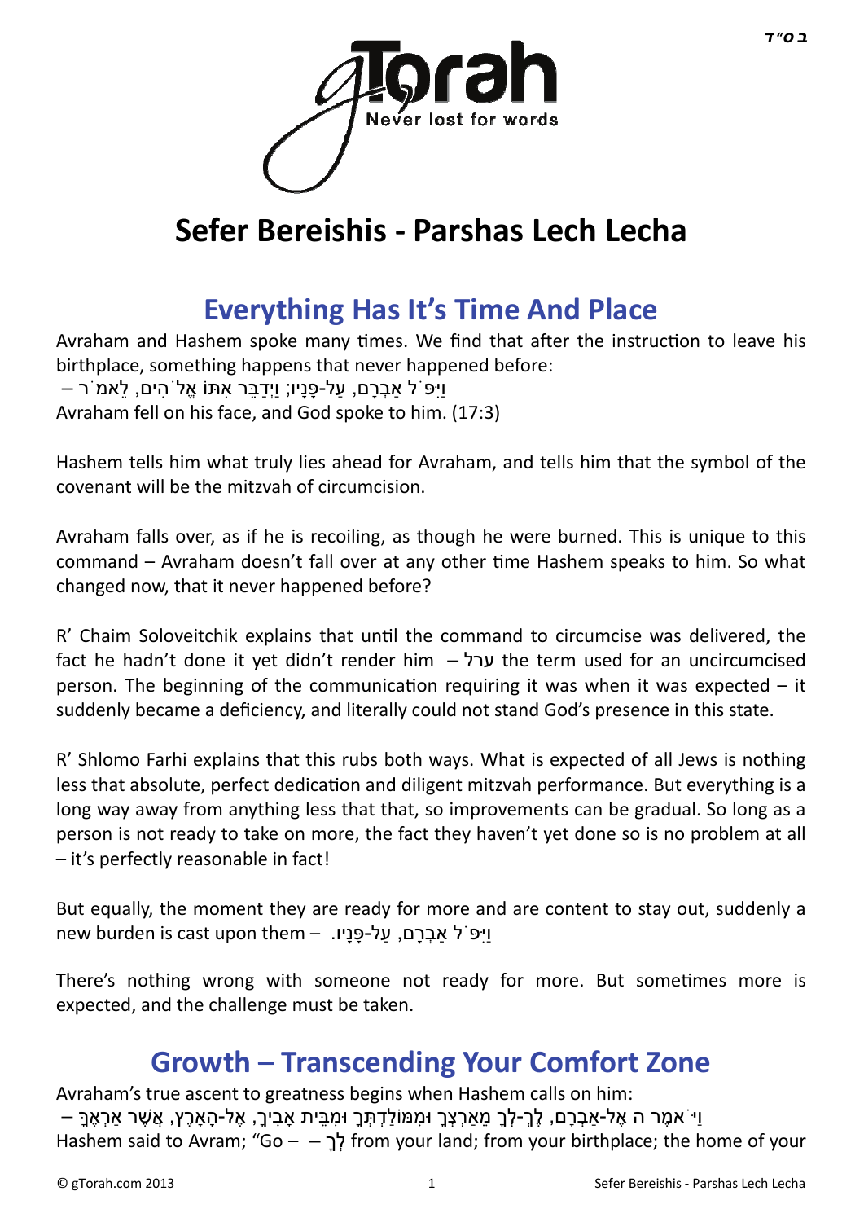# Sefer Bereishis - Parshas Lech Lecha

## Everything Has It's Time And Place

Avraham and Hashem spoke many times. We find that after the instruction to leave his birthplace, something happens that never happened before:

וַיִּפֹּ֥ל אַבְרָ֖ם, עַל-פָּנָ֑יו; וַיְדַבֵּ֥ר אִתּ֛וֹ אֱלֹ֖הִים, לֵאמֹֽר –

Avraham fell on his face, and God spoke to him. (17:3)

Hashem tells him what truly lies ahead for Avraham, and tells him that the symbol of the covenant will be the mitzvah of circumcision.

Avraham falls over, as if he is recoiling, as though he were burned. This is unique to this command – Avraham doesn't fall over at any other time Hashem speaks to him. So what changed now, that it never happened before?

R' Chaim Soloveitchik explains that until the command to circumcise was delivered, the fact he hadn't done it yet didn't render him – ערל the term used for an uncircumcised person. The beginning of the communication requiring it was when it was expected – it suddenly became a deficiency, and literally could not stand God's presence in this state.

R' Shlomo Farhi explains that this rubs both ways. What is expected of all Jews is nothing less that absolute, perfect dedication and diligent mitzvah performance. But everything is a long way away from anything less that that, so improvements can be gradual. So long as a person is not ready to take on more, the fact they haven't yet done so is no problem at all – it's perfectly reasonable in fact!

But equally, the moment they are ready for more and are content to stay out, suddenly a new burden is cast upon them – .וַיִּפֹּ֥ל אַבְרָ֖ם, עַל-פָּנָ֑יו

There's nothing wrong with someone not ready for more. But sometimes more is expected, and the challenge must be taken.

## Growth – Transcending Your Comfort Zone

Avraham's true ascent to greatness begins when Hashem calls on him:

וַיֹּ֤אמֶר ה אֶל-אַבְרָ֔ם, לֶךְ-לְךָ֛ מֵאַרְצְךָ֥ וּמִמּוֹלַדְתְּךָ֖ וּמִבֵּ֣ית אָבִ֑יךָ, אֶל-הָאָ֖רֶץ, אֲשֶׁ֥ר אַרְאֶֽךָּ –

Hashem said to Avram; "Go – – לֵךְ from your land; from your birthplace; the home of your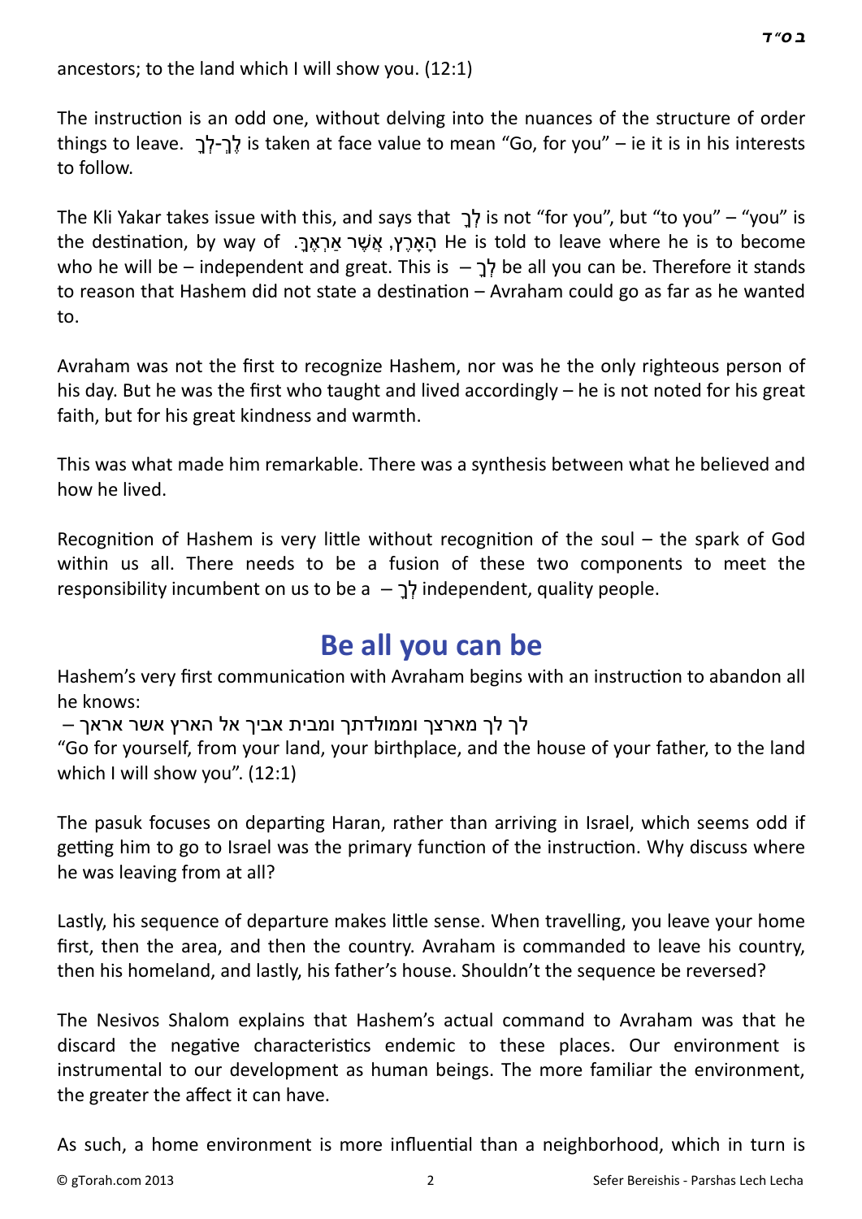ancestors; to the land which I will show you. (12:1)

The instruction is an odd one, without delving into the nuances of the structure of order things to leave. לֶךְ-לְךָ is taken at face value to mean "Go, for you" – ie it is in his interests to follow.

The Kli Yakar takes issue with this, and says that לְךָ is not "for you", but "to you" – "you" is the destination, by way of הָאָרֶץ, אֲשֶׁר אַרְאֶךָּ. He is told to leave where he is to become who he will be – independent and great. This is לְךָ – be all you can be. Therefore it stands to reason that Hashem did not state a destination – Avraham could go as far as he wanted to.

Avraham was not the first to recognize Hashem, nor was he the only righteous person of his day. But he was the first who taught and lived accordingly – he is not noted for his great faith, but for his great kindness and warmth.

This was what made him remarkable. There was a synthesis between what he believed and how he lived.

Recognition of Hashem is very little without recognition of the soul – the spark of God within us all. There needs to be a fusion of these two components to meet the responsibility incumbent on us to be a לְךָ – independent, quality people.

## Be all you can be

Hashem's very first communication with Avraham begins with an instruction to abandon all he knows:

לך לך מארצך וממולדתך ומבית אביך אל הארץ אשר אראך –

"Go for yourself, from your land, your birthplace, and the house of your father, to the land which I will show you". (12:1)

The pasuk focuses on departing Haran, rather than arriving in Israel, which seems odd if getting him to go to Israel was the primary function of the instruction. Why discuss where he was leaving from at all?

Lastly, his sequence of departure makes little sense. When travelling, you leave your home first, then the area, and then the country. Avraham is commanded to leave his country, then his homeland, and lastly, his father's house. Shouldn't the sequence be reversed?

The Nesivos Shalom explains that Hashem's actual command to Avraham was that he discard the negative characteristics endemic to these places. Our environment is instrumental to our development as human beings. The more familiar the environment, the greater the affect it can have.

As such, a home environment is more influential than a neighborhood, which in turn is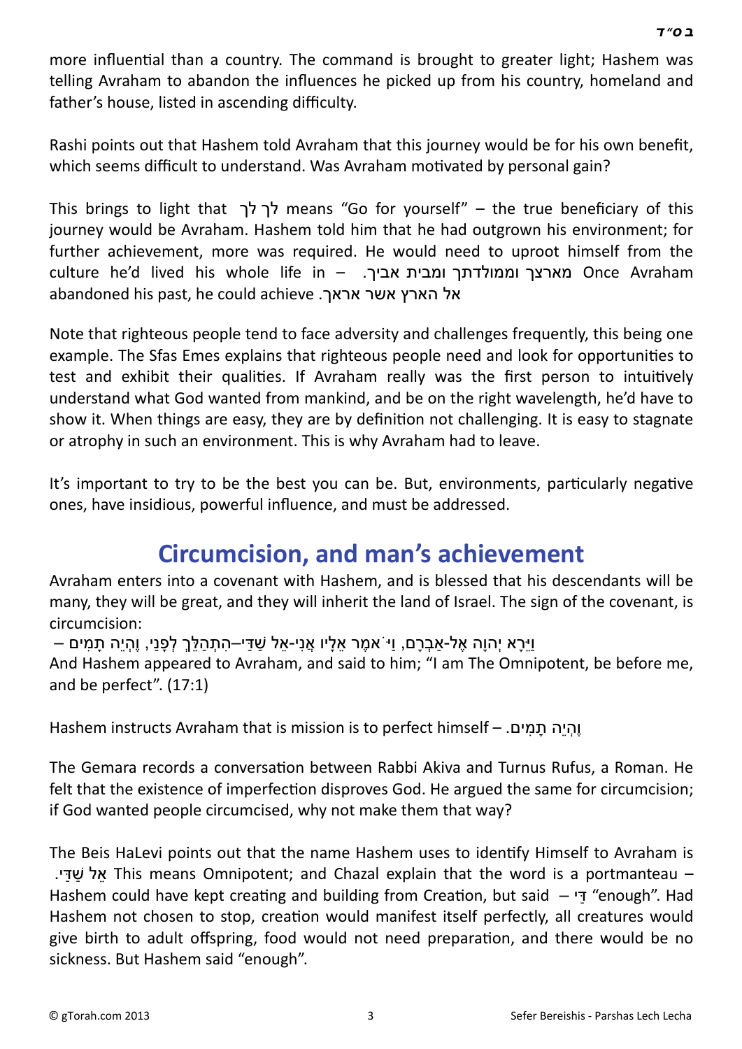more influential than a country. The command is brought to greater light; Hashem was telling Avraham to abandon the influences he picked up from his country, homeland and father's house, listed in ascending difficulty.

Rashi points out that Hashem told Avraham that this journey would be for his own benefit, which seems difficult to understand. Was Avraham motivated by personal gain?

This brings to light that לך לך means "Go for yourself" – the true beneficiary of this journey would be Avraham. Hashem told him that he had outgrown his environment; for further achievement, more was required. He would need to uproot himself from the culture he'd lived his whole life in – מארצך וממולדתך ומבית אביך. Once Avraham abandoned his past, he could achieve אל הארץ אשר אראך.

Note that righteous people tend to face adversity and challenges frequently, this being one example. The Sfas Emes explains that righteous people need and look for opportunities to test and exhibit their qualities. If Avraham really was the first person to intuitively understand what God wanted from mankind, and be on the right wavelength, he'd have to show it. When things are easy, they are by definition not challenging. It is easy to stagnate or atrophy in such an environment. This is why Avraham had to leave.

It's important to try to be the best you can be. But, environments, particularly negative ones, have insidious, powerful influence, and must be addressed.

## Circumcision, and man's achievement

Avraham enters into a covenant with Hashem, and is blessed that his descendants will be many, they will be great, and they will inherit the land of Israel. The sign of the covenant, is circumcision:

וַיֵּרָא יְהוָה אֶל-אַבְרָם, וַיֹּאמֶר אֵלָיו אֲנִי-אֵל שַׁדַּי--הִתְהַלֵּךְ לְפָנַי, וֶהְיֵה תָמִים –
And Hashem appeared to Avraham, and said to him; "I am The Omnipotent, be before me, and be perfect". (17:1)

Hashem instructs Avraham that is mission is to perfect himself – וֶהְיֵה תָמִים.

The Gemara records a conversation between Rabbi Akiva and Turnus Rufus, a Roman. He felt that the existence of imperfection disproves God. He argued the same for circumcision; if God wanted people circumcised, why not make them that way?

The Beis HaLevi points out that the name Hashem uses to identify Himself to Avraham is אֵל שַׁדַּי. This means Omnipotent; and Chazal explain that the word is a portmanteau – Hashem could have kept creating and building from Creation, but said – דַּי "enough". Had Hashem not chosen to stop, creation would manifest itself perfectly, all creatures would give birth to adult offspring, food would not need preparation, and there would be no sickness. But Hashem said "enough".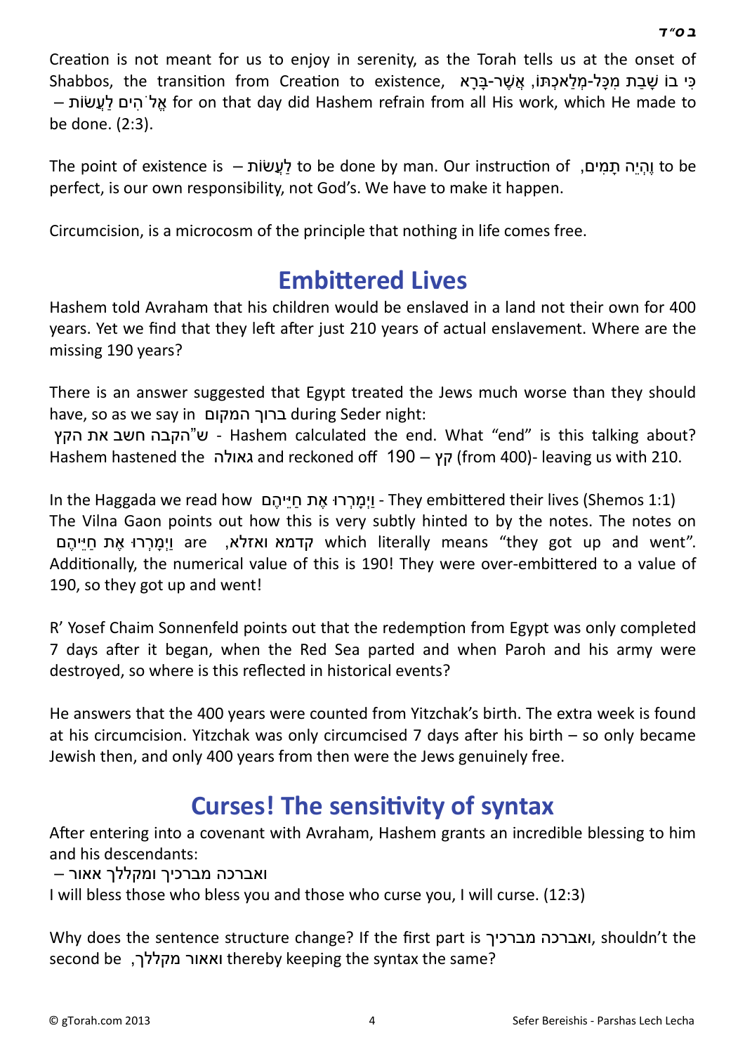Creation is not meant for us to enjoy in serenity, as the Torah tells us at the onset of Shabbos, the transition from Creation to existence, כִּי בוֹ שָׁבַת מִכָּל-מְלַאכְתּוֹ, אֲשֶׁר-בָּרָא אֱלֹהִים לַעֲשׂוֹת – for on that day did Hashem refrain from all His work, which He made to be done. (2:3).

The point of existence is – לַעֲשׂוֹת to be done by man. Our instruction of וֶהְיֵה תָמִים, to be perfect, is our own responsibility, not God's. We have to make it happen.

Circumcision, is a microcosm of the principle that nothing in life comes free.

## Embittered Lives

Hashem told Avraham that his children would be enslaved in a land not their own for 400 years. Yet we find that they left after just 210 years of actual enslavement. Where are the missing 190 years?

There is an answer suggested that Egypt treated the Jews much worse than they should have, so as we say in ברוך המקום during Seder night:
ש"הקבה חשב את הקץ - Hashem calculated the end. What "end" is this talking about? Hashem hastened the גאולה and reckoned off 190 – קץ (from 400)- leaving us with 210.

In the Haggada we read how וַיְמָרְרוּ אֶת חַיֵּיהֶם - They embittered their lives (Shemos 1:1) The Vilna Gaon points out how this is very subtly hinted to by the notes. The notes on וַיְמָרְרוּ אֶת חַיֵּיהֶם are קדמא ואזלא, which literally means "they got up and went". Additionally, the numerical value of this is 190! They were over-embittered to a value of 190, so they got up and went!

R' Yosef Chaim Sonnenfeld points out that the redemption from Egypt was only completed 7 days after it began, when the Red Sea parted and when Paroh and his army were destroyed, so where is this reflected in historical events?

He answers that the 400 years were counted from Yitzchak's birth. The extra week is found at his circumcision. Yitzchak was only circumcised 7 days after his birth – so only became Jewish then, and only 400 years from then were the Jews genuinely free.

## Curses! The sensitivity of syntax

After entering into a covenant with Avraham, Hashem grants an incredible blessing to him and his descendants:

ואברכה מברכיך ומקללך אאור –
I will bless those who bless you and those who curse you, I will curse. (12:3)

Why does the sentence structure change? If the first part is ואברכה מברכיך, shouldn't the second be ואאור מקללך, thereby keeping the syntax the same?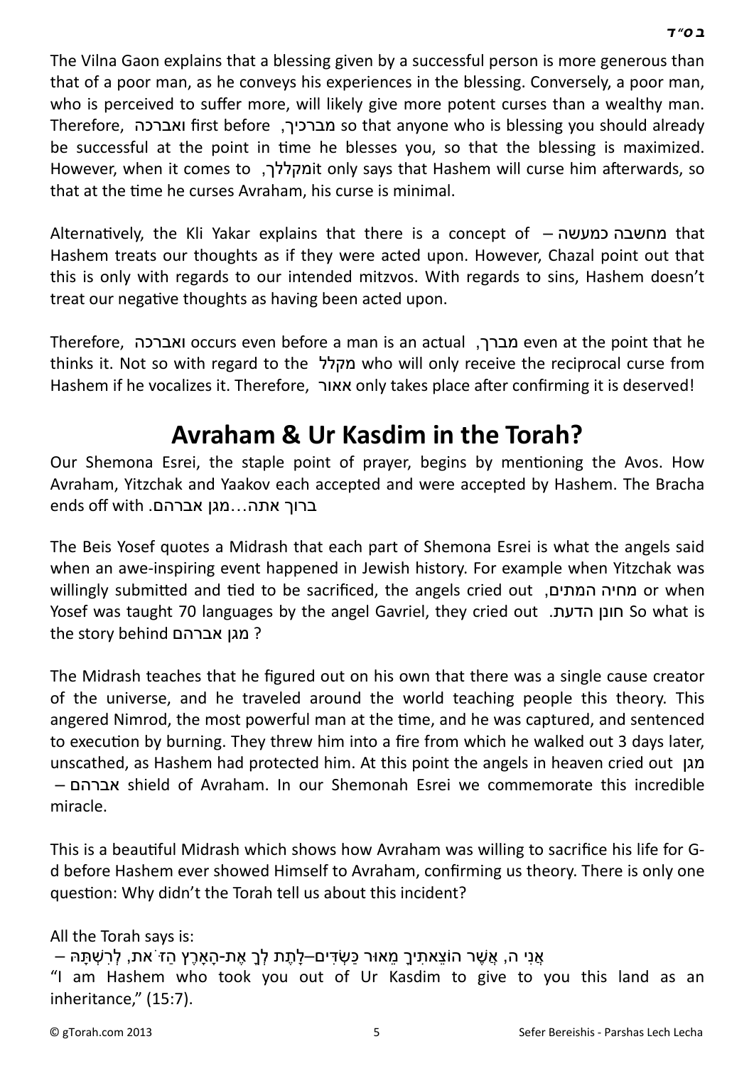The Vilna Gaon explains that a blessing given by a successful person is more generous than that of a poor man, as he conveys his experiences in the blessing. Conversely, a poor man, who is perceived to suffer more, will likely give more potent curses than a wealthy man. Therefore, ואברכה first before מברכיך, so that anyone who is blessing you should already be successful at the point in time he blesses you, so that the blessing is maximized. However, when it comes to מקללך, it only says that Hashem will curse him afterwards, so that at the time he curses Avraham, his curse is minimal.

Alternatively, the Kli Yakar explains that there is a concept of מחשבה כמעשה – that Hashem treats our thoughts as if they were acted upon. However, Chazal point out that this is only with regards to our intended mitzvos. With regards to sins, Hashem doesn't treat our negative thoughts as having been acted upon.

Therefore, ואברכה occurs even before a man is an actual מברך, even at the point that he thinks it. Not so with regard to the מקלל who will only receive the reciprocal curse from Hashem if he vocalizes it. Therefore, אאור only takes place after confirming it is deserved!

## Avraham & Ur Kasdim in the Torah?

Our Shemona Esrei, the staple point of prayer, begins by mentioning the Avos. How Avraham, Yitzchak and Yaakov each accepted and were accepted by Hashem. The Bracha ends off with ברוך אתה...מגן אברהם.

The Beis Yosef quotes a Midrash that each part of Shemona Esrei is what the angels said when an awe-inspiring event happened in Jewish history. For example when Yitzchak was willingly submitted and tied to be sacrificed, the angels cried out מחיה המתים, or when Yosef was taught 70 languages by the angel Gavriel, they cried out חונן הדעת. So what is the story behind מגן אברהם ?

The Midrash teaches that he figured out on his own that there was a single cause creator of the universe, and he traveled around the world teaching people this theory. This angered Nimrod, the most powerful man at the time, and he was captured, and sentenced to execution by burning. They threw him into a fire from which he walked out 3 days later, unscathed, as Hashem had protected him. At this point the angels in heaven cried out מגן אברהם – shield of Avraham. In our Shemonah Esrei we commemorate this incredible miracle.

This is a beautiful Midrash which shows how Avraham was willing to sacrifice his life for G-d before Hashem ever showed Himself to Avraham, confirming us theory. There is only one question: Why didn't the Torah tell us about this incident?

All the Torah says is:

אֲנִי ה, אֲשֶׁר הוֹצֵאתִיךָ מֵאוּר כַּשְׂדִּים–לָתֶת לְךָ אֶת-הָאָרֶץ הַזֹּאת, לְרִשְׁתָּהּ –

"I am Hashem who took you out of Ur Kasdim to give to you this land as an inheritance," (15:7).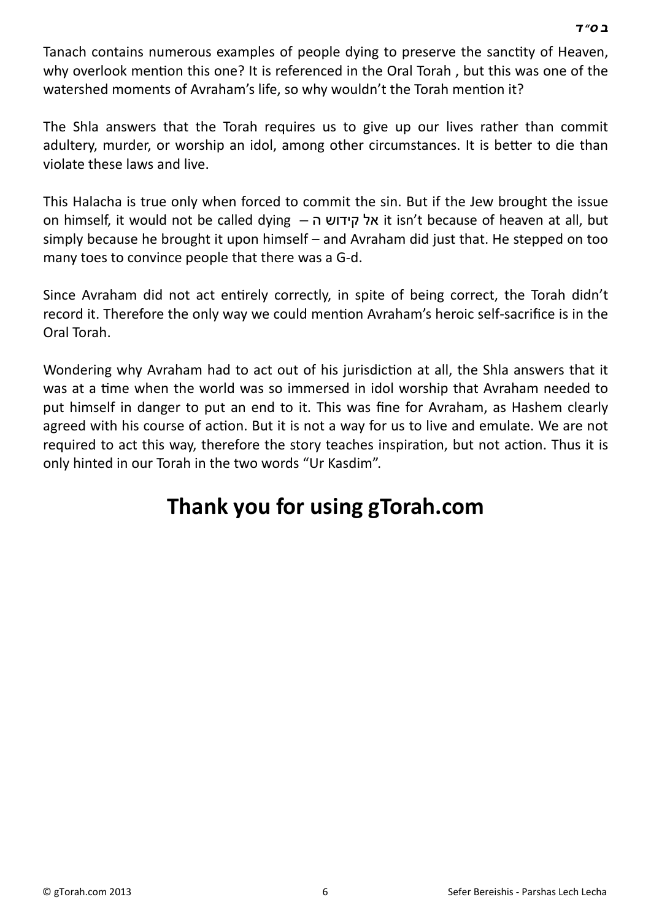Tanach contains numerous examples of people dying to preserve the sanctity of Heaven, why overlook mention this one? It is referenced in the Oral Torah , but this was one of the watershed moments of Avraham's life, so why wouldn't the Torah mention it?

The Shla answers that the Torah requires us to give up our lives rather than commit adultery, murder, or worship an idol, among other circumstances. It is better to die than violate these laws and live.

This Halacha is true only when forced to commit the sin. But if the Jew brought the issue on himself, it would not be called dying – קידוש ה אל it isn't because of heaven at all, but simply because he brought it upon himself – and Avraham did just that. He stepped on too many toes to convince people that there was a G-d.

Since Avraham did not act entirely correctly, in spite of being correct, the Torah didn't record it. Therefore the only way we could mention Avraham's heroic self-sacrifice is in the Oral Torah.

Wondering why Avraham had to act out of his jurisdiction at all, the Shla answers that it was at a time when the world was so immersed in idol worship that Avraham needed to put himself in danger to put an end to it. This was fine for Avraham, as Hashem clearly agreed with his course of action. But it is not a way for us to live and emulate. We are not required to act this way, therefore the story teaches inspiration, but not action. Thus it is only hinted in our Torah in the two words "Ur Kasdim".

## Thank you for using gTorah.com